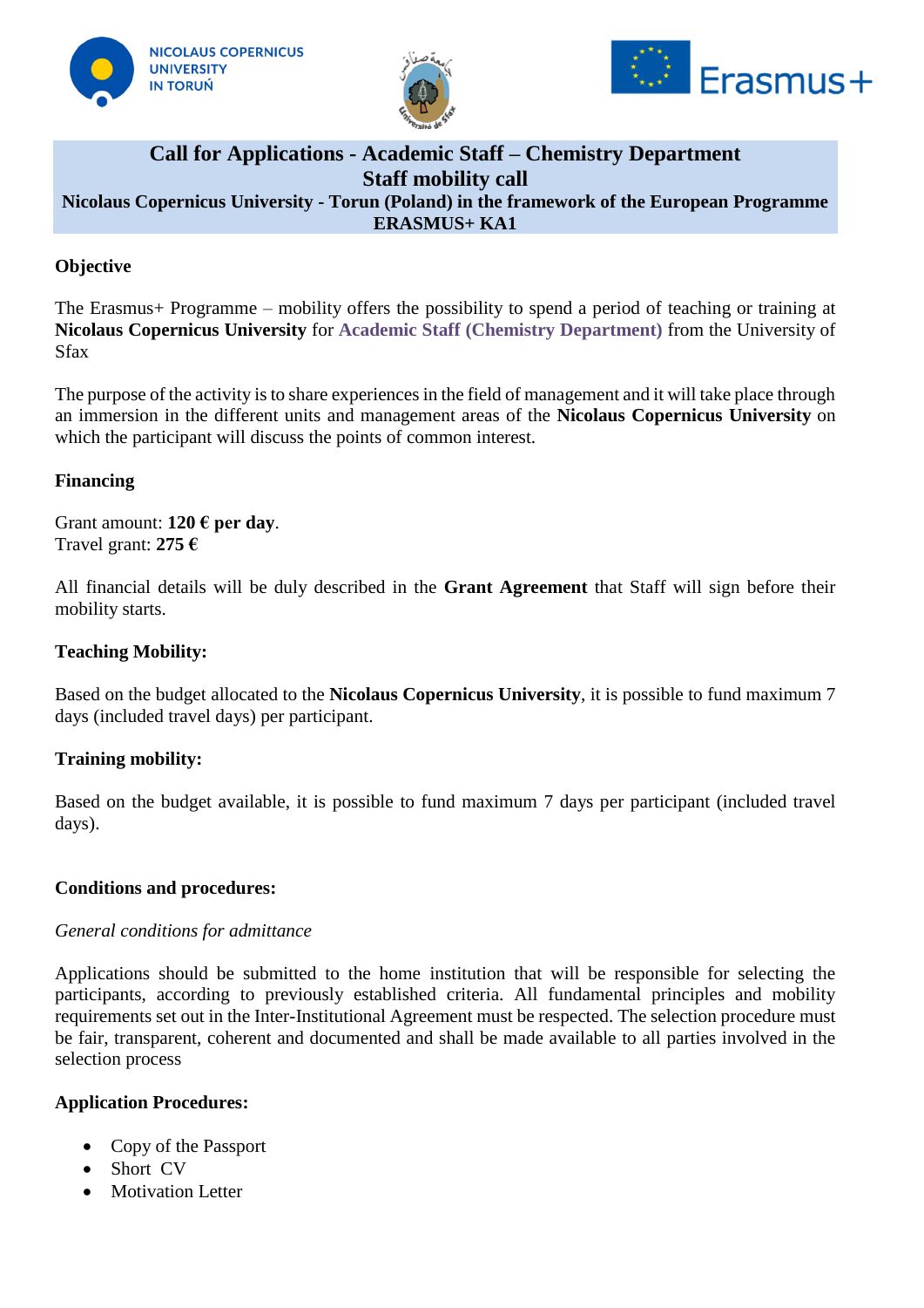# Call for Applications - Academic Staff – Chemistry Department

## Staff mobility call

**Nicolaus Copernicus University - Torun (Poland) in the framework of the European Programme ERASMUS+ KA1**

### Objective

The Erasmus+ Programme – mobility offers the possibility to spend a period of teaching or training at **Nicolaus Copernicus University** for **Academic Staff (Chemistry Department)** from the University of Sfax

The purpose of the activity is to share experiences in the field of management and it will take place through an immersion in the different units and management areas of the **Nicolaus Copernicus University** on which the participant will discuss the points of common interest.

### Financing

Grant amount: **120 € per day**.
Travel grant: **275 €**

All financial details will be duly described in the **Grant Agreement** that Staff will sign before their mobility starts.

### Teaching Mobility:

Based on the budget allocated to the **Nicolaus Copernicus University**, it is possible to fund maximum 7 days (included travel days) per participant.

### Training mobility:

Based on the budget available, it is possible to fund maximum 7 days per participant (included travel days).

### Conditions and procedures:

*General conditions for admittance*

Applications should be submitted to the home institution that will be responsible for selecting the participants, according to previously established criteria. All fundamental principles and mobility requirements set out in the Inter-Institutional Agreement must be respected. The selection procedure must be fair, transparent, coherent and documented and shall be made available to all parties involved in the selection process

### Application Procedures:

- Copy of the Passport
- Short CV
- Motivation Letter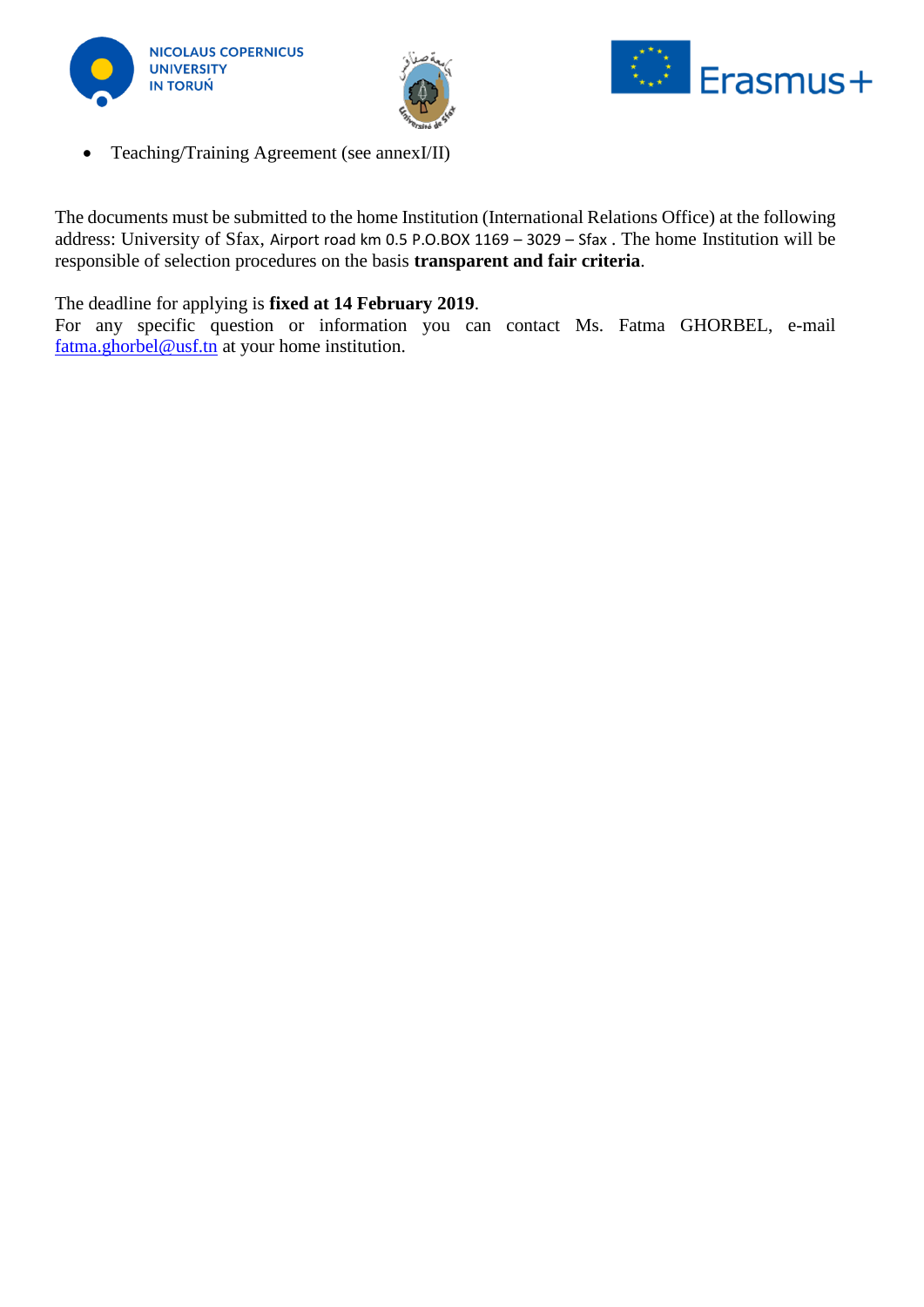- Teaching/Training Agreement (see annexI/II)

The documents must be submitted to the home Institution (International Relations Office) at the following address: University of Sfax, Airport road km 0.5 P.O.BOX 1169 – 3029 – Sfax . The home Institution will be responsible of selection procedures on the basis **transparent and fair criteria**.

The deadline for applying is **fixed at 14 February 2019**.
For any specific question or information you can contact Ms. Fatma GHORBEL, e-mail fatma.ghorbel@usf.tn at your home institution.